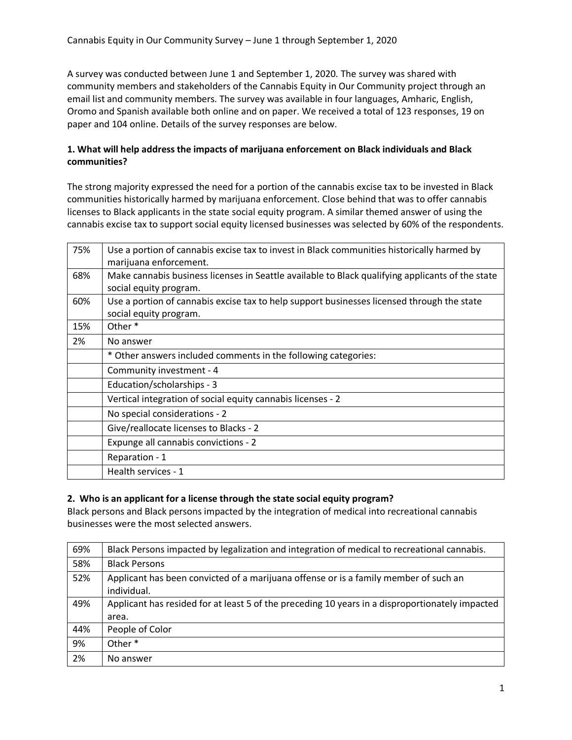# Cannabis Equity in Our Community Survey – June 1 through September 1, 2020

A survey was conducted between June 1 and September 1, 2020. The survey was shared with community members and stakeholders of the Cannabis Equity in Our Community project through an email list and community members. The survey was available in four languages, Amharic, English, Oromo and Spanish available both online and on paper. We received a total of 123 responses, 19 on paper and 104 online. Details of the survey responses are below.

**1. What will help address the impacts of marijuana enforcement on Black individuals and Black communities?**

The strong majority expressed the need for a portion of the cannabis excise tax to be invested in Black communities historically harmed by marijuana enforcement. Close behind that was to offer cannabis licenses to Black applicants in the state social equity program. A similar themed answer of using the cannabis excise tax to support social equity licensed businesses was selected by 60% of the respondents.

| | |
|---|---|
| 75% | Use a portion of cannabis excise tax to invest in Black communities historically harmed by marijuana enforcement. |
| 68% | Make cannabis business licenses in Seattle available to Black qualifying applicants of the state social equity program. |
| 60% | Use a portion of cannabis excise tax to help support businesses licensed through the state social equity program. |
| 15% | Other * |
| 2% | No answer |
| | * Other answers included comments in the following categories: |
| | Community investment - 4 |
| | Education/scholarships - 3 |
| | Vertical integration of social equity cannabis licenses - 2 |
| | No special considerations - 2 |
| | Give/reallocate licenses to Blacks - 2 |
| | Expunge all cannabis convictions - 2 |
| | Reparation - 1 |
| | Health services - 1 |

**2. Who is an applicant for a license through the state social equity program?**

Black persons and Black persons impacted by the integration of medical into recreational cannabis businesses were the most selected answers.

| | |
|---|---|
| 69% | Black Persons impacted by legalization and integration of medical to recreational cannabis. |
| 58% | Black Persons |
| 52% | Applicant has been convicted of a marijuana offense or is a family member of such an individual. |
| 49% | Applicant has resided for at least 5 of the preceding 10 years in a disproportionately impacted area. |
| 44% | People of Color |
| 9% | Other * |
| 2% | No answer |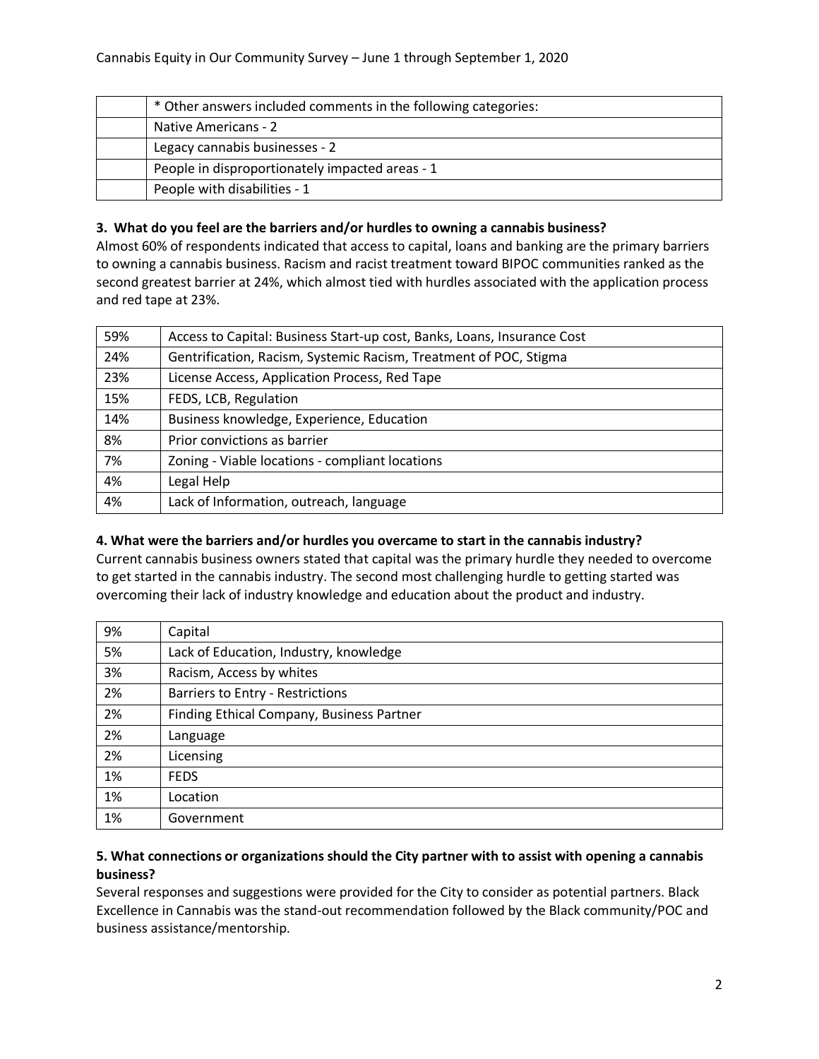| | * Other answers included comments in the following categories: |
|---|---|
| | Native Americans - 2 |
| | Legacy cannabis businesses - 2 |
| | People in disproportionately impacted areas - 1 |
| | People with disabilities - 1 |

**3. What do you feel are the barriers and/or hurdles to owning a cannabis business?**

Almost 60% of respondents indicated that access to capital, loans and banking are the primary barriers to owning a cannabis business. Racism and racist treatment toward BIPOC communities ranked as the second greatest barrier at 24%, which almost tied with hurdles associated with the application process and red tape at 23%.

| | |
|---|---|
| 59% | Access to Capital: Business Start-up cost, Banks, Loans, Insurance Cost |
| 24% | Gentrification, Racism, Systemic Racism, Treatment of POC, Stigma |
| 23% | License Access, Application Process, Red Tape |
| 15% | FEDS, LCB, Regulation |
| 14% | Business knowledge, Experience, Education |
| 8% | Prior convictions as barrier |
| 7% | Zoning - Viable locations - compliant locations |
| 4% | Legal Help |
| 4% | Lack of Information, outreach, language |

**4. What were the barriers and/or hurdles you overcame to start in the cannabis industry?**

Current cannabis business owners stated that capital was the primary hurdle they needed to overcome to get started in the cannabis industry. The second most challenging hurdle to getting started was overcoming their lack of industry knowledge and education about the product and industry.

| | |
|---|---|
| 9% | Capital |
| 5% | Lack of Education, Industry, knowledge |
| 3% | Racism, Access by whites |
| 2% | Barriers to Entry - Restrictions |
| 2% | Finding Ethical Company, Business Partner |
| 2% | Language |
| 2% | Licensing |
| 1% | FEDS |
| 1% | Location |
| 1% | Government |

**5. What connections or organizations should the City partner with to assist with opening a cannabis business?**

Several responses and suggestions were provided for the City to consider as potential partners. Black Excellence in Cannabis was the stand-out recommendation followed by the Black community/POC and business assistance/mentorship.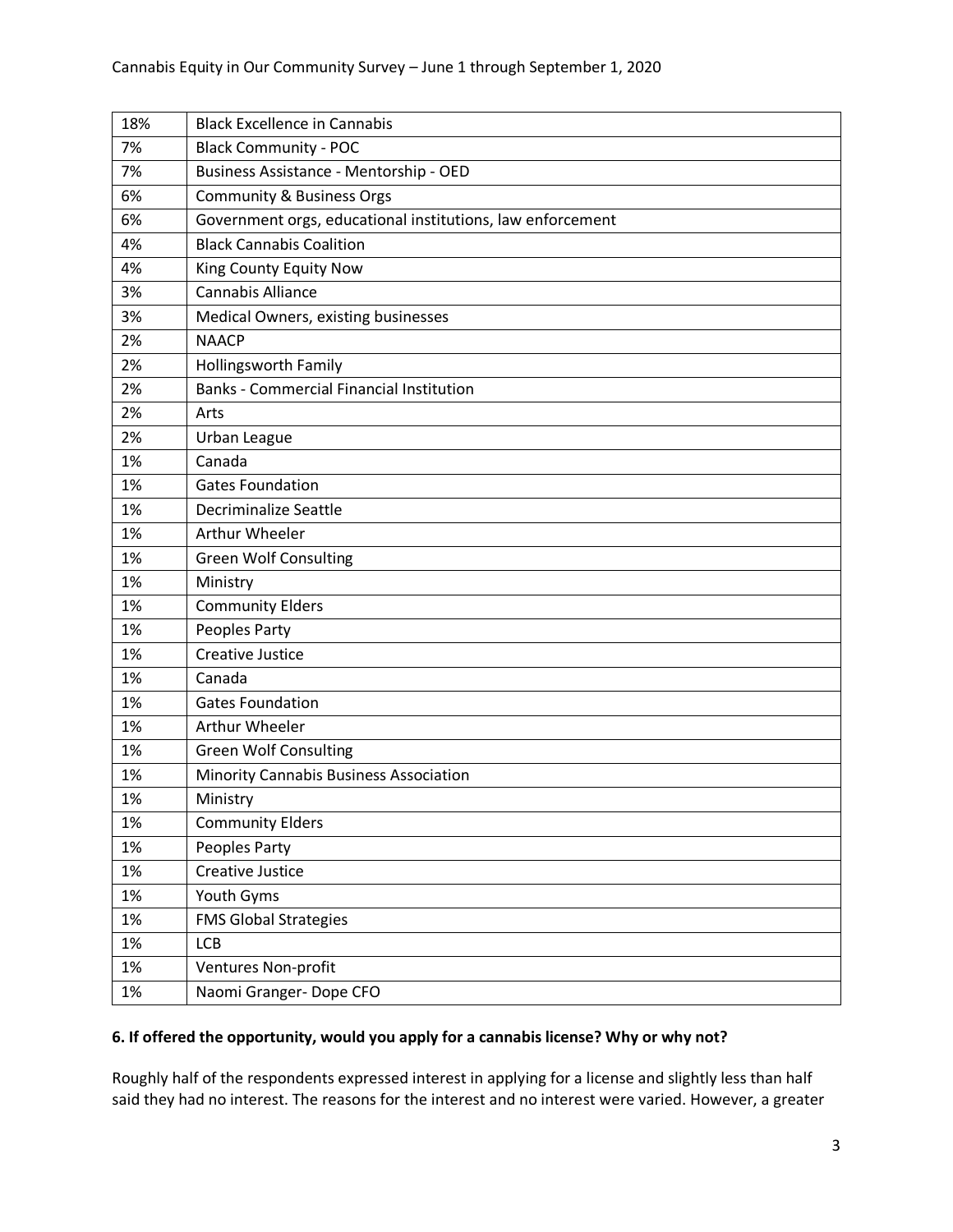| 18% | Black Excellence in Cannabis |
|---|---|
| 7% | Black Community - POC |
| 7% | Business Assistance - Mentorship - OED |
| 6% | Community & Business Orgs |
| 6% | Government orgs, educational institutions, law enforcement |
| 4% | Black Cannabis Coalition |
| 4% | King County Equity Now |
| 3% | Cannabis Alliance |
| 3% | Medical Owners, existing businesses |
| 2% | NAACP |
| 2% | Hollingsworth Family |
| 2% | Banks - Commercial Financial Institution |
| 2% | Arts |
| 2% | Urban League |
| 1% | Canada |
| 1% | Gates Foundation |
| 1% | Decriminalize Seattle |
| 1% | Arthur Wheeler |
| 1% | Green Wolf Consulting |
| 1% | Ministry |
| 1% | Community Elders |
| 1% | Peoples Party |
| 1% | Creative Justice |
| 1% | Canada |
| 1% | Gates Foundation |
| 1% | Arthur Wheeler |
| 1% | Green Wolf Consulting |
| 1% | Minority Cannabis Business Association |
| 1% | Ministry |
| 1% | Community Elders |
| 1% | Peoples Party |
| 1% | Creative Justice |
| 1% | Youth Gyms |
| 1% | FMS Global Strategies |
| 1% | LCB |
| 1% | Ventures Non-profit |
| 1% | Naomi Granger- Dope CFO |

**6. If offered the opportunity, would you apply for a cannabis license? Why or why not?**

Roughly half of the respondents expressed interest in applying for a license and slightly less than half said they had no interest. The reasons for the interest and no interest were varied. However, a greater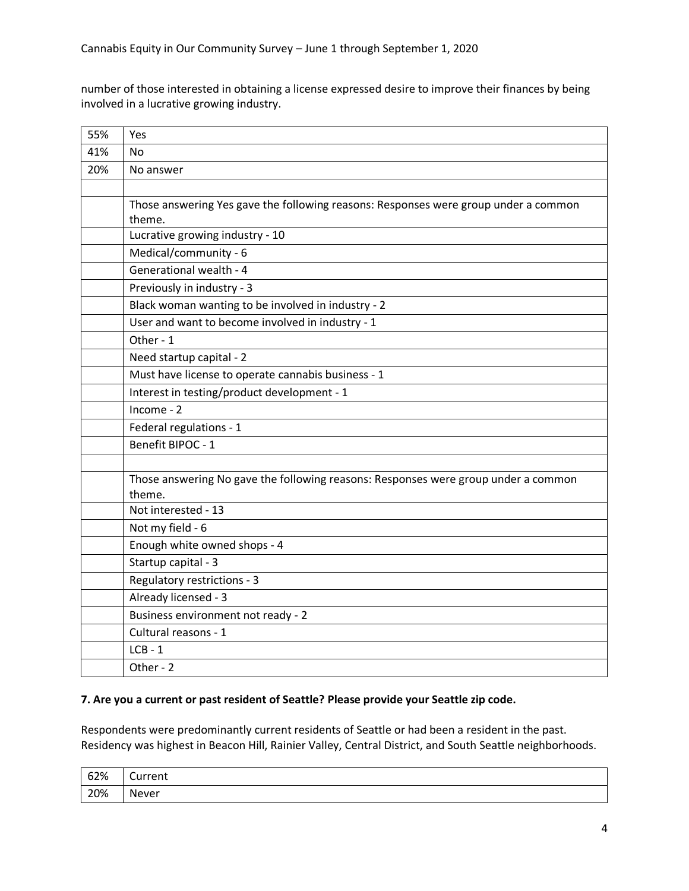number of those interested in obtaining a license expressed desire to improve their finances by being involved in a lucrative growing industry.

| | |
|---|---|
| 55% | Yes |
| 41% | No |
| 20% | No answer |
| | |
| | Those answering Yes gave the following reasons: Responses were group under a common theme. |
| | Lucrative growing industry - 10 |
| | Medical/community - 6 |
| | Generational wealth - 4 |
| | Previously in industry - 3 |
| | Black woman wanting to be involved in industry - 2 |
| | User and want to become involved in industry - 1 |
| | Other - 1 |
| | Need startup capital - 2 |
| | Must have license to operate cannabis business - 1 |
| | Interest in testing/product development - 1 |
| | Income - 2 |
| | Federal regulations - 1 |
| | Benefit BIPOC - 1 |
| | |
| | Those answering No gave the following reasons: Responses were group under a common theme. |
| | Not interested - 13 |
| | Not my field - 6 |
| | Enough white owned shops - 4 |
| | Startup capital - 3 |
| | Regulatory restrictions - 3 |
| | Already licensed - 3 |
| | Business environment not ready - 2 |
| | Cultural reasons - 1 |
| | LCB - 1 |
| | Other - 2 |

**7. Are you a current or past resident of Seattle? Please provide your Seattle zip code.**

Respondents were predominantly current residents of Seattle or had been a resident in the past. Residency was highest in Beacon Hill, Rainier Valley, Central District, and South Seattle neighborhoods.

| | |
|---|---|
| 62% | Current |
| 20% | Never |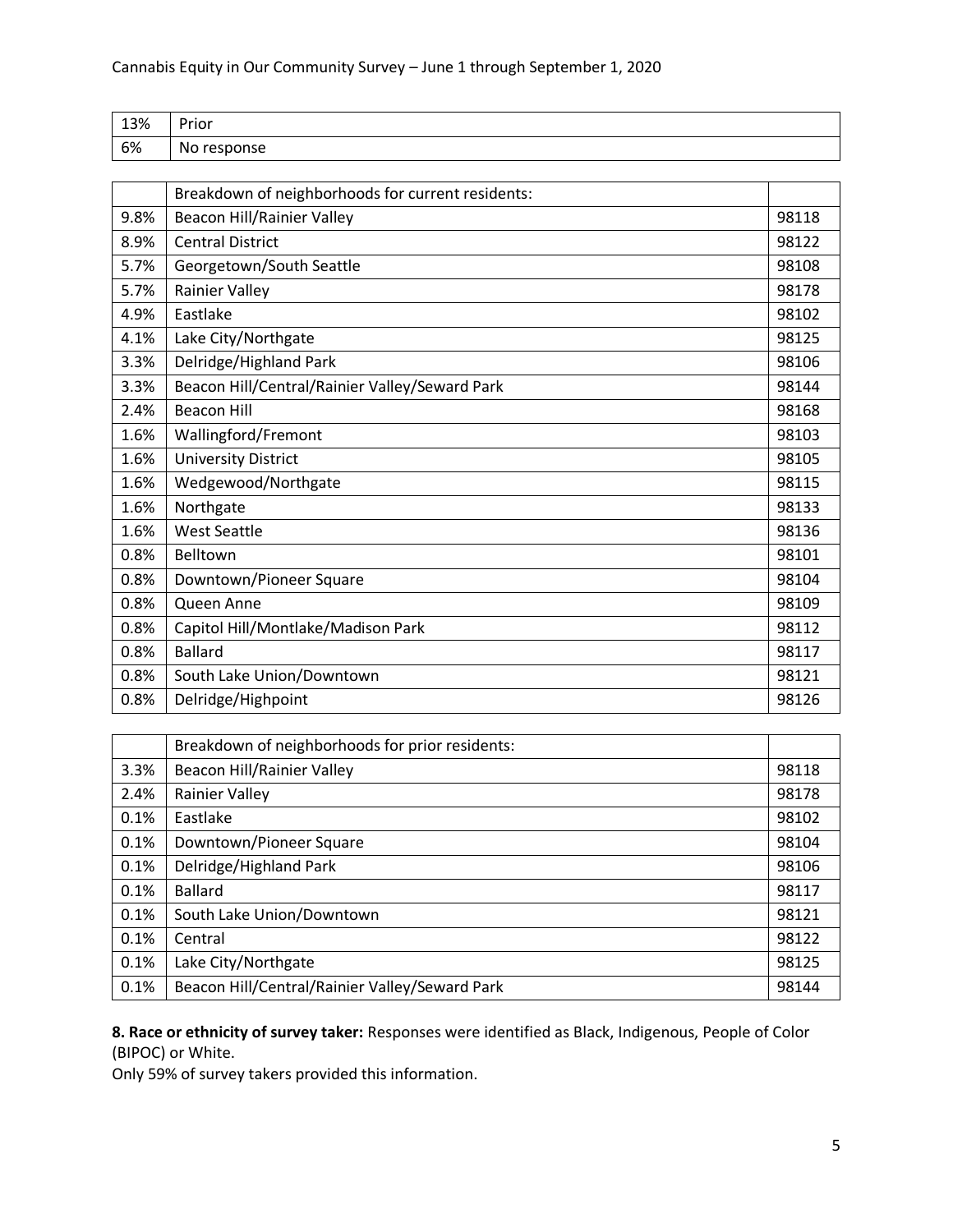| 13% | Prior |
|---|---|
| 6% | No response |

| | Breakdown of neighborhoods for current residents: | |
|---|---|---|
| 9.8% | Beacon Hill/Rainier Valley | 98118 |
| 8.9% | Central District | 98122 |
| 5.7% | Georgetown/South Seattle | 98108 |
| 5.7% | Rainier Valley | 98178 |
| 4.9% | Eastlake | 98102 |
| 4.1% | Lake City/Northgate | 98125 |
| 3.3% | Delridge/Highland Park | 98106 |
| 3.3% | Beacon Hill/Central/Rainier Valley/Seward Park | 98144 |
| 2.4% | Beacon Hill | 98168 |
| 1.6% | Wallingford/Fremont | 98103 |
| 1.6% | University District | 98105 |
| 1.6% | Wedgewood/Northgate | 98115 |
| 1.6% | Northgate | 98133 |
| 1.6% | West Seattle | 98136 |
| 0.8% | Belltown | 98101 |
| 0.8% | Downtown/Pioneer Square | 98104 |
| 0.8% | Queen Anne | 98109 |
| 0.8% | Capitol Hill/Montlake/Madison Park | 98112 |
| 0.8% | Ballard | 98117 |
| 0.8% | South Lake Union/Downtown | 98121 |
| 0.8% | Delridge/Highpoint | 98126 |

| | Breakdown of neighborhoods for prior residents: | |
|---|---|---|
| 3.3% | Beacon Hill/Rainier Valley | 98118 |
| 2.4% | Rainier Valley | 98178 |
| 0.1% | Eastlake | 98102 |
| 0.1% | Downtown/Pioneer Square | 98104 |
| 0.1% | Delridge/Highland Park | 98106 |
| 0.1% | Ballard | 98117 |
| 0.1% | South Lake Union/Downtown | 98121 |
| 0.1% | Central | 98122 |
| 0.1% | Lake City/Northgate | 98125 |
| 0.1% | Beacon Hill/Central/Rainier Valley/Seward Park | 98144 |

**8. Race or ethnicity of survey taker:** Responses were identified as Black, Indigenous, People of Color (BIPOC) or White.
Only 59% of survey takers provided this information.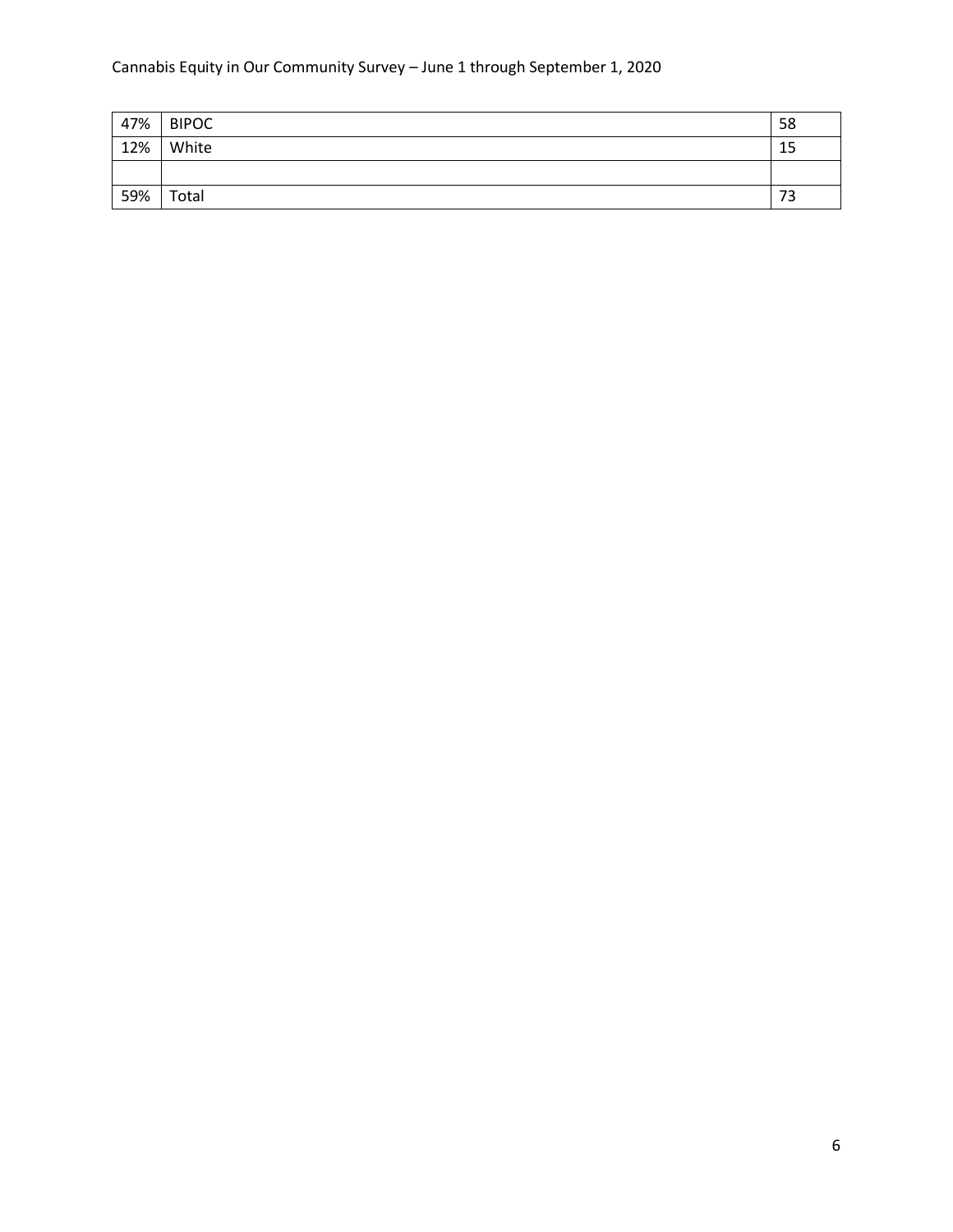| | | |
|---|---|---|
| 47% | BIPOC | 58 |
| 12% | White | 15 |
| | | |
| 59% | Total | 73 |